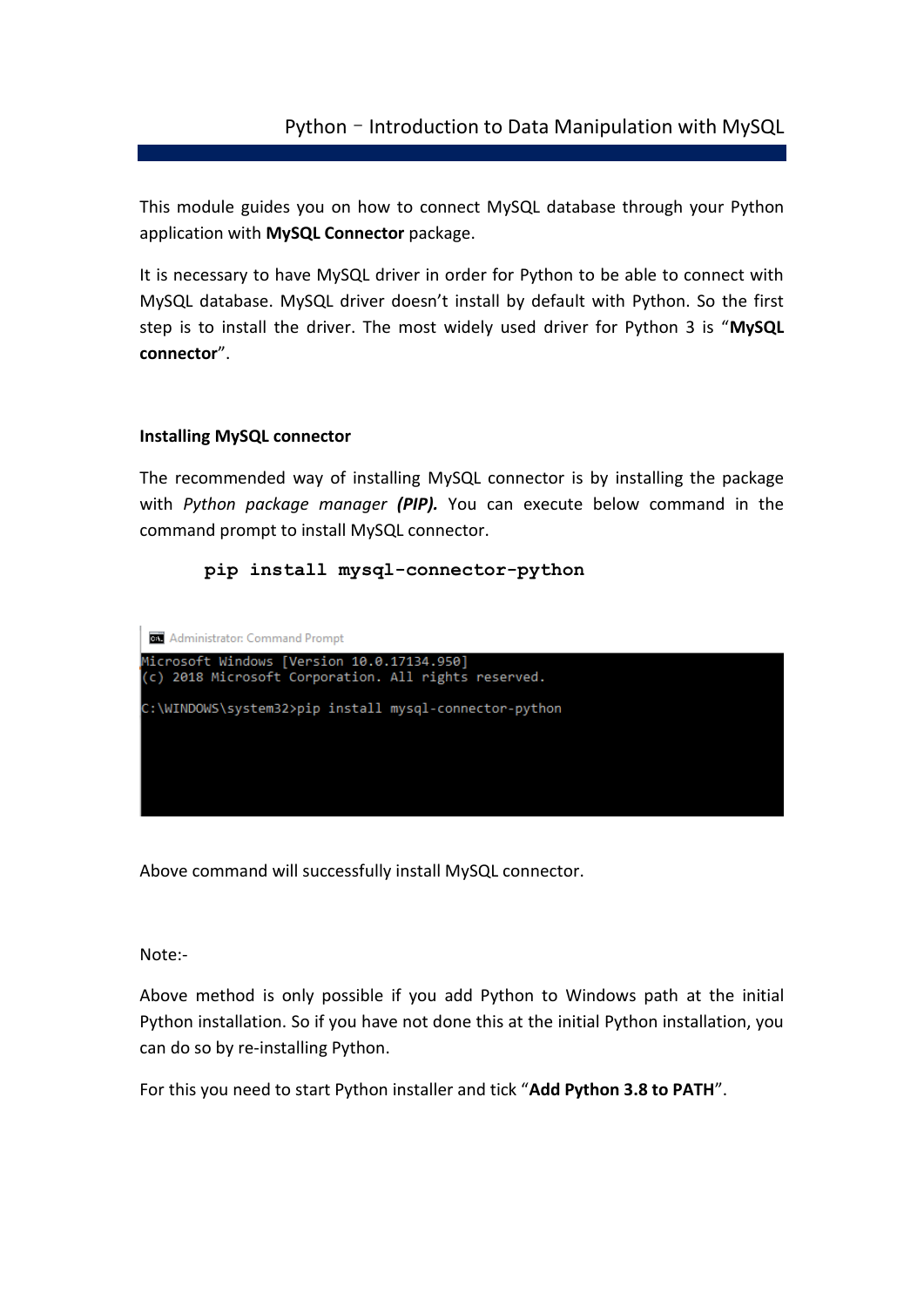This module guides you on how to connect MySQL database through your Python application with **MySQL Connector** package.

It is necessary to have MySQL driver in order for Python to be able to connect with MySQL database. MySQL driver doesn't install by default with Python. So the first step is to install the driver. The most widely used driver for Python 3 is "**MySQL connector**".

### Installing MySQL connector

The recommended way of installing MySQL connector is by installing the package with *Python package manager* ***(PIP).*** You can execute below command in the command prompt to install MySQL connector.

```
pip install mysql-connector-python
```

```
Administrator: Command Prompt
Microsoft Windows [Version 10.0.17134.950]
(c) 2018 Microsoft Corporation. All rights reserved.

C:\WINDOWS\system32>pip install mysql-connector-python
```

Above command will successfully install MySQL connector.

Note:-

Above method is only possible if you add Python to Windows path at the initial Python installation. So if you have not done this at the initial Python installation, you can do so by re-installing Python.

For this you need to start Python installer and tick "**Add Python 3.8 to PATH**".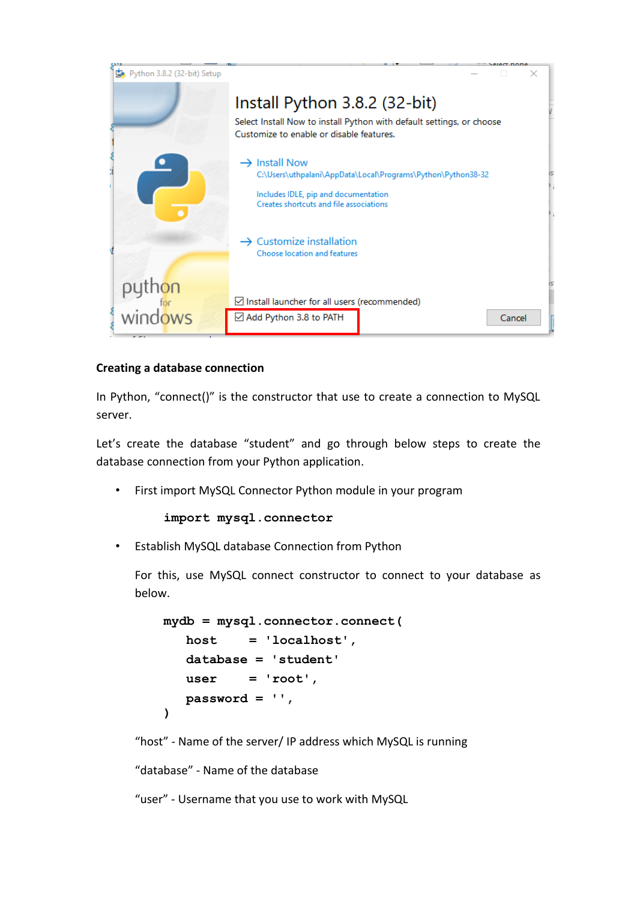## Creating a database connection

In Python, “connect()” is the constructor that use to create a connection to MySQL server.

Let’s create the database “student” and go through below steps to create the database connection from your Python application.

- First import MySQL Connector Python module in your program

```
import mysql.connector
```

- Establish MySQL database Connection from Python

  For this, use MySQL connect constructor to connect to your database as below.

```
mydb = mysql.connector.connect(
    host     = 'localhost',
    database = 'student'
    user     = 'root',
    password = '',
)
```

“host” - Name of the server/ IP address which MySQL is running

“database” - Name of the database

“user” - Username that you use to work with MySQL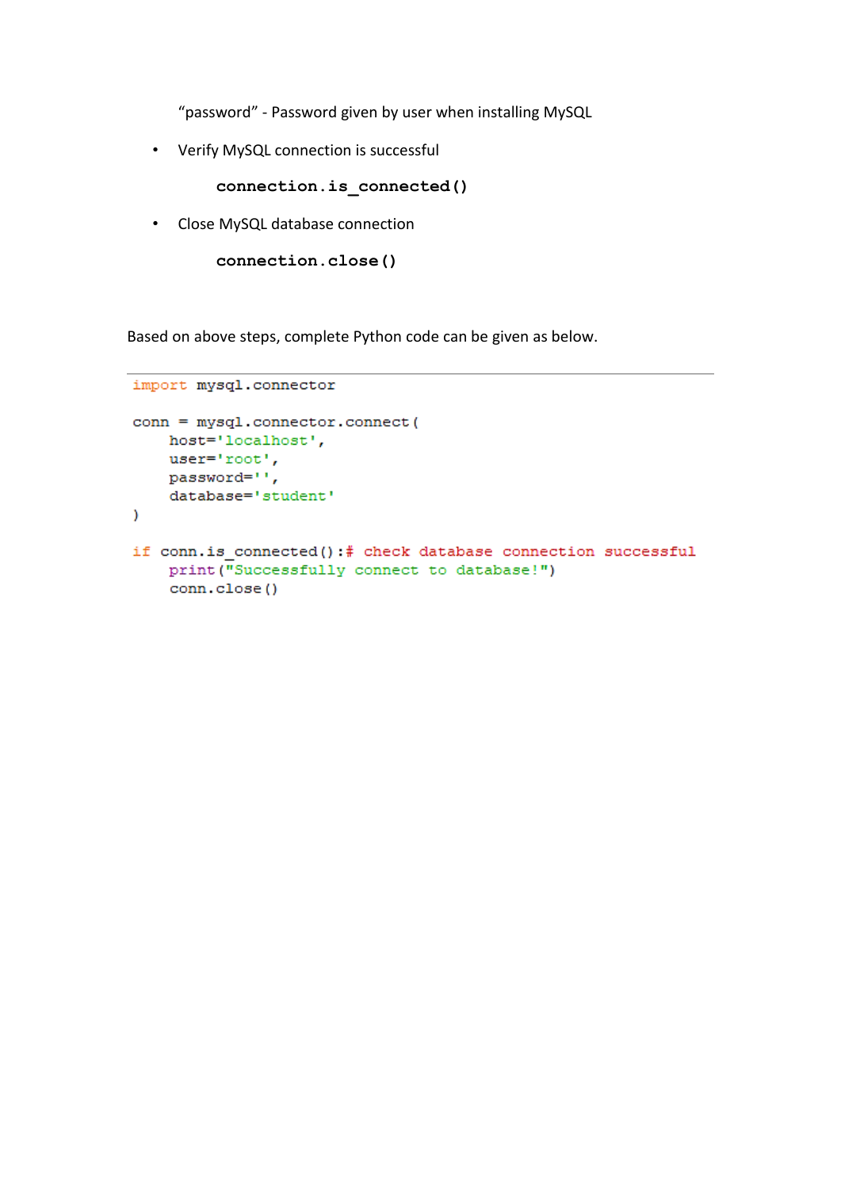"password" - Password given by user when installing MySQL

- Verify MySQL connection is successful

    **connection.is_connected()**

- Close MySQL database connection

    **connection.close()**

Based on above steps, complete Python code can be given as below.

```
import mysql.connector

conn = mysql.connector.connect(
    host='localhost',
    user='root',
    password='',
    database='student'
)

if conn.is_connected():# check database connection successful
    print("Successfully connect to database!")
    conn.close()
```